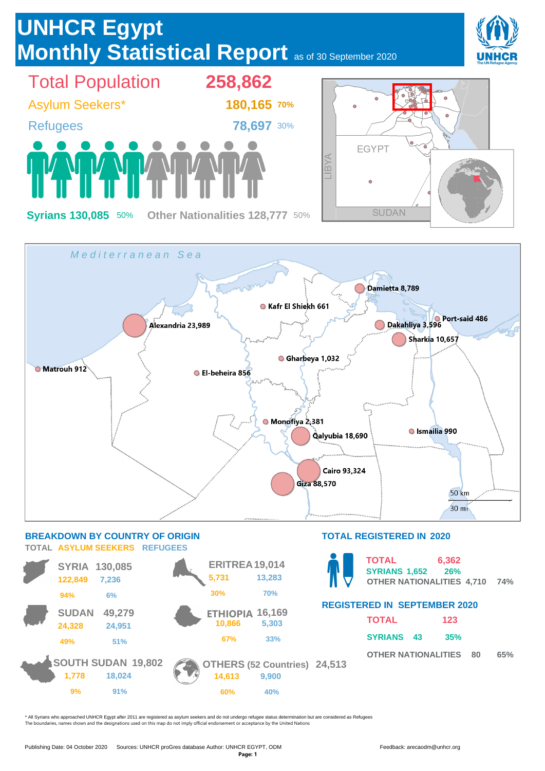# UNHCR Egypt Monthly Statistical Report

as of 30 September 2020

| | | |
|---|---|---|
| **Total Population** | **258,862** | |
| Asylum Seekers* | 180,165 | 70% |
| Refugees | 78,697 | 30% |

**Syrians 130,085** 50% **Other Nationalities 128,777** 50%

EGYPT · LIBYA · SUDAN

Mediterranean Sea

- Damietta 8,789
- Kafr El Shiekh 661
- Port-said 486
- Alexandria 23,989
- Dakahliya 3,596
- Sharkia 10,657
- Gharbeya 1,032
- Matrouh 912
- El-beheira 856
- Monofiya 2,381
- Qalyubia 18,690
- Ismailia 990
- Cairo 93,324
- Giza 88,570

50 km · 30 mi

## BREAKDOWN BY COUNTRY OF ORIGIN

| Country | TOTAL | ASYLUM SEEKERS | REFUGEES |
|---|---|---|---|
| SYRIA | 130,085 | 122,849 (94%) | 7,236 (6%) |
| SUDAN | 49,279 | 24,328 (49%) | 24,951 (51%) |
| SOUTH SUDAN | 19,802 | 1,778 (9%) | 18,024 (91%) |
| ERITREA | 19,014 | 5,731 (30%) | 13,283 (70%) |
| ETHIOPIA | 16,169 | 10,866 (67%) | 5,303 (33%) |
| OTHERS (52 Countries) | 24,513 | 14,613 (60%) | 9,900 (40%) |

## TOTAL REGISTERED IN 2020

| | | |
|---|---|---|
| TOTAL | 6,362 | |
| SYRIANS | 1,652 | 26% |
| OTHER NATIONALITIES | 4,710 | 74% |

## REGISTERED IN SEPTEMBER 2020

| | | |
|---|---|---|
| TOTAL | 123 | |
| SYRIANS | 43 | 35% |
| OTHER NATIONALITIES | 80 | 65% |

* All Syrians who approached UNHCR Egypt after 2011 are registered as asylum seekers and do not undergo refugee status determination but are considered as Refugees
The boundaries, names shown and the designations used on this map do not imply official endorsement or acceptance by the United Nations

Publishing Date: 04 October 2020 Sources: UNHCR proGres database Author: UNHCR EGYPT, ODM Feedback: arecaodm@unhcr.org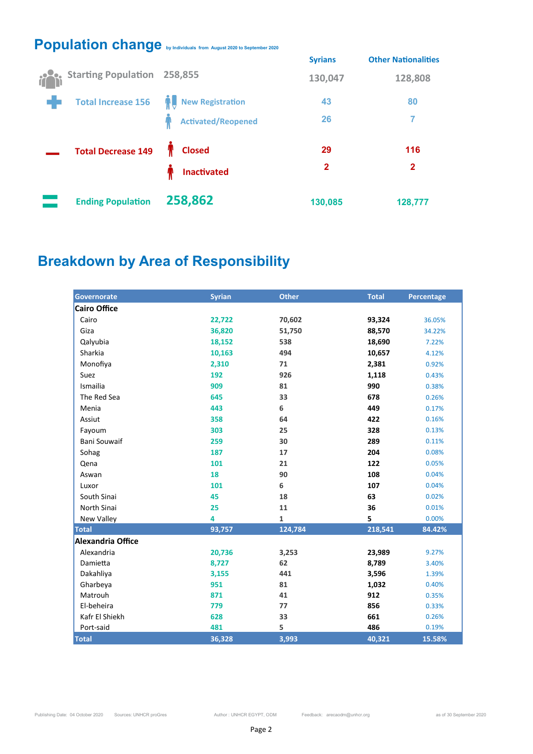## Population change

by Individuals from August 2020 to September 2020

| | | | Syrians | Other Nationalities |
|---|---|---|---|---|
| Starting Population | 258,855 | | 130,047 | 128,808 |
| Total Increase 156 | | New Registration | 43 | 80 |
| | | Activated/Reopened | 26 | 7 |
| Total Decrease 149 | | Closed | 29 | 116 |
| | | Inactivated | 2 | 2 |
| Ending Population | 258,862 | | 130,085 | 128,777 |

## Breakdown by Area of Responsibility

| Governorate | Syrian | Other | Total | Percentage |
|---|---|---|---|---|
| **Cairo Office** | | | | |
| Cairo | 22,722 | 70,602 | 93,324 | 36.05% |
| Giza | 36,820 | 51,750 | 88,570 | 34.22% |
| Qalyubia | 18,152 | 538 | 18,690 | 7.22% |
| Sharkia | 10,163 | 494 | 10,657 | 4.12% |
| Monofiya | 2,310 | 71 | 2,381 | 0.92% |
| Suez | 192 | 926 | 1,118 | 0.43% |
| Ismailia | 909 | 81 | 990 | 0.38% |
| The Red Sea | 645 | 33 | 678 | 0.26% |
| Menia | 443 | 6 | 449 | 0.17% |
| Assiut | 358 | 64 | 422 | 0.16% |
| Fayoum | 303 | 25 | 328 | 0.13% |
| Bani Souwaif | 259 | 30 | 289 | 0.11% |
| Sohag | 187 | 17 | 204 | 0.08% |
| Qena | 101 | 21 | 122 | 0.05% |
| Aswan | 18 | 90 | 108 | 0.04% |
| Luxor | 101 | 6 | 107 | 0.04% |
| South Sinai | 45 | 18 | 63 | 0.02% |
| North Sinai | 25 | 11 | 36 | 0.01% |
| New Valley | 4 | 1 | 5 | 0.00% |
| **Total** | **93,757** | **124,784** | **218,541** | **84.42%** |
| **Alexandria Office** | | | | |
| Alexandria | 20,736 | 3,253 | 23,989 | 9.27% |
| Damietta | 8,727 | 62 | 8,789 | 3.40% |
| Dakahliya | 3,155 | 441 | 3,596 | 1.39% |
| Gharbeya | 951 | 81 | 1,032 | 0.40% |
| Matrouh | 871 | 41 | 912 | 0.35% |
| El-beheira | 779 | 77 | 856 | 0.33% |
| Kafr El Shiekh | 628 | 33 | 661 | 0.26% |
| Port-said | 481 | 5 | 486 | 0.19% |
| **Total** | **36,328** | **3,993** | **40,321** | **15.58%** |

Publishing Date: 04 October 2020 Sources: UNHCR proGres Author : UNHCR EGYPT, ODM Feedback: arecaodm@unhcr.org as of 30 September 2020